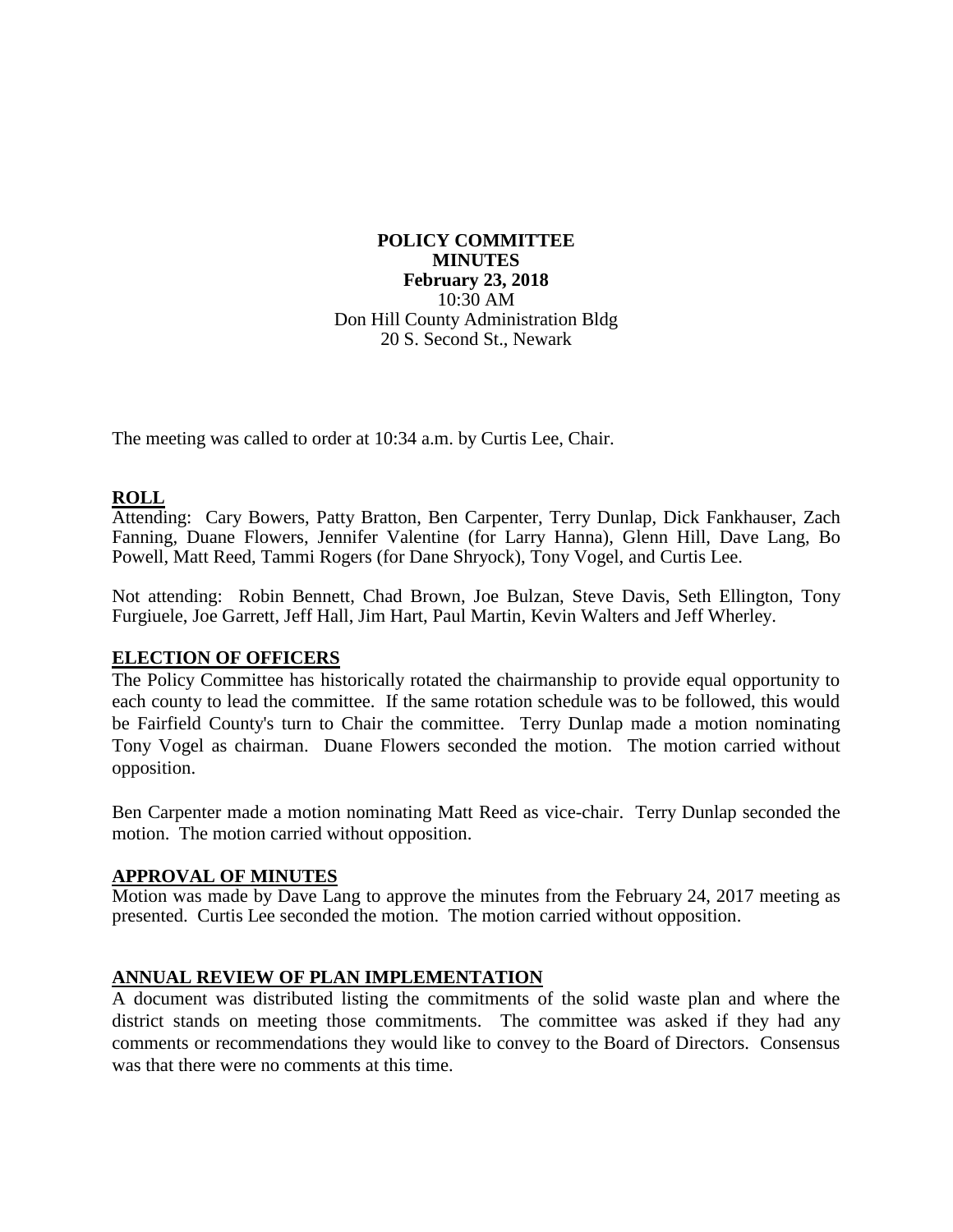**POLICY COMMITTEE**
**MINUTES**
**February 23, 2018**
10:30 AM
Don Hill County Administration Bldg
20 S. Second St., Newark

The meeting was called to order at 10:34 a.m. by Curtis Lee, Chair.

## ROLL

Attending: Cary Bowers, Patty Bratton, Ben Carpenter, Terry Dunlap, Dick Fankhauser, Zach Fanning, Duane Flowers, Jennifer Valentine (for Larry Hanna), Glenn Hill, Dave Lang, Bo Powell, Matt Reed, Tammi Rogers (for Dane Shryock), Tony Vogel, and Curtis Lee.

Not attending: Robin Bennett, Chad Brown, Joe Bulzan, Steve Davis, Seth Ellington, Tony Furgiuele, Joe Garrett, Jeff Hall, Jim Hart, Paul Martin, Kevin Walters and Jeff Wherley.

## ELECTION OF OFFICERS

The Policy Committee has historically rotated the chairmanship to provide equal opportunity to each county to lead the committee. If the same rotation schedule was to be followed, this would be Fairfield County's turn to Chair the committee. Terry Dunlap made a motion nominating Tony Vogel as chairman. Duane Flowers seconded the motion. The motion carried without opposition.

Ben Carpenter made a motion nominating Matt Reed as vice-chair. Terry Dunlap seconded the motion. The motion carried without opposition.

## APPROVAL OF MINUTES

Motion was made by Dave Lang to approve the minutes from the February 24, 2017 meeting as presented. Curtis Lee seconded the motion. The motion carried without opposition.

## ANNUAL REVIEW OF PLAN IMPLEMENTATION

A document was distributed listing the commitments of the solid waste plan and where the district stands on meeting those commitments. The committee was asked if they had any comments or recommendations they would like to convey to the Board of Directors. Consensus was that there were no comments at this time.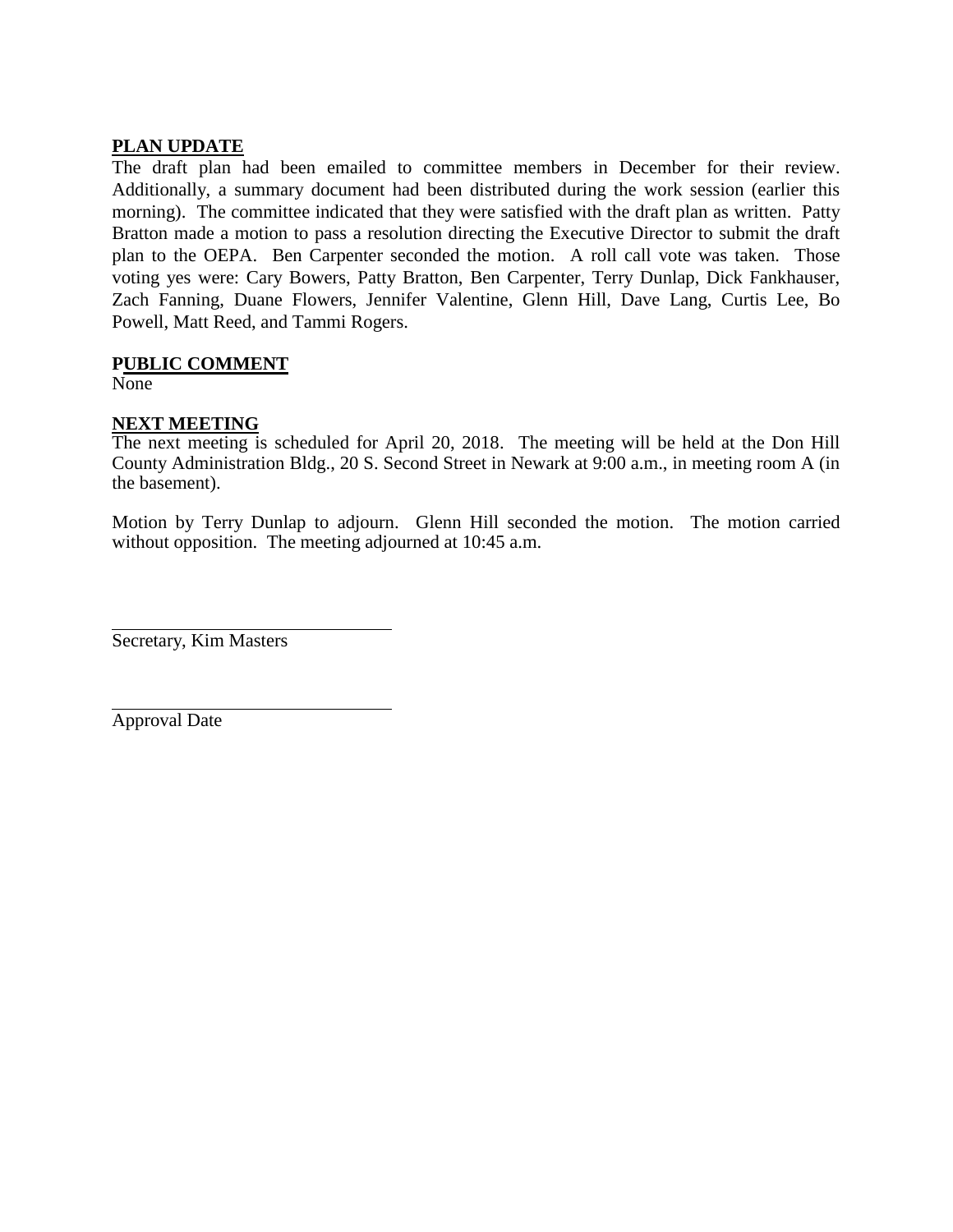**PLAN UPDATE**

The draft plan had been emailed to committee members in December for their review. Additionally, a summary document had been distributed during the work session (earlier this morning). The committee indicated that they were satisfied with the draft plan as written. Patty Bratton made a motion to pass a resolution directing the Executive Director to submit the draft plan to the OEPA. Ben Carpenter seconded the motion. A roll call vote was taken. Those voting yes were: Cary Bowers, Patty Bratton, Ben Carpenter, Terry Dunlap, Dick Fankhauser, Zach Fanning, Duane Flowers, Jennifer Valentine, Glenn Hill, Dave Lang, Curtis Lee, Bo Powell, Matt Reed, and Tammi Rogers.

**PUBLIC COMMENT**

None

**NEXT MEETING**

The next meeting is scheduled for April 20, 2018. The meeting will be held at the Don Hill County Administration Bldg., 20 S. Second Street in Newark at 9:00 a.m., in meeting room A (in the basement).

Motion by Terry Dunlap to adjourn. Glenn Hill seconded the motion. The motion carried without opposition. The meeting adjourned at 10:45 a.m.

\_\_\_\_\_\_\_\_\_\_\_\_\_\_\_\_\_\_\_\_\_\_\_\_\_\_\_\_\_\_\_\_

Secretary, Kim Masters

\_\_\_\_\_\_\_\_\_\_\_\_\_\_\_\_\_\_\_\_\_\_\_\_\_\_\_\_\_\_\_\_

Approval Date